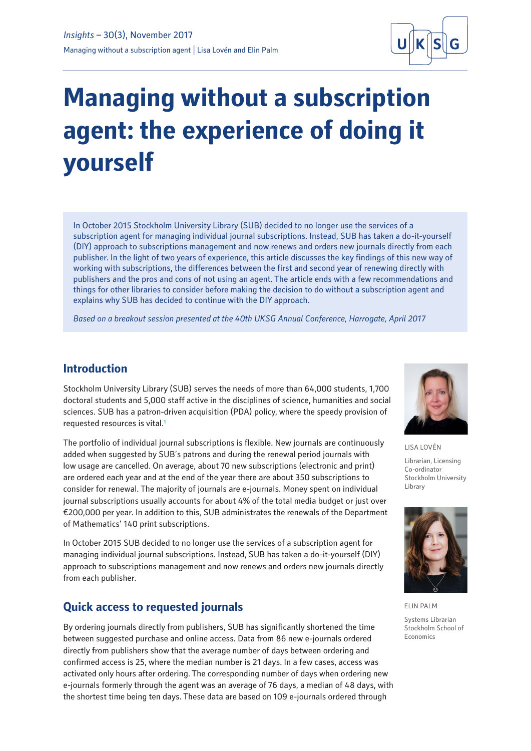# Managing without a subscription agent: the experience of doing it yourself

In October 2015 Stockholm University Library (SUB) decided to no longer use the services of a subscription agent for managing individual journal subscriptions. Instead, SUB has taken a do-it-yourself (DIY) approach to subscriptions management and now renews and orders new journals directly from each publisher. In the light of two years of experience, this article discusses the key findings of this new way of working with subscriptions, the differences between the first and second year of renewing directly with publishers and the pros and cons of not using an agent. The article ends with a few recommendations and things for other libraries to consider before making the decision to do without a subscription agent and explains why SUB has decided to continue with the DIY approach.

*Based on a breakout session presented at the 40th UKSG Annual Conference, Harrogate, April 2017*

LISA LOVÉN

Librarian, Licensing Co-ordinator Stockholm University Library

ELIN PALM

Systems Librarian Stockholm School of Economics

## Introduction

Stockholm University Library (SUB) serves the needs of more than 64,000 students, 1,700 doctoral students and 5,000 staff active in the disciplines of science, humanities and social sciences. SUB has a patron-driven acquisition (PDA) policy, where the speedy provision of requested resources is vital.[1]

The portfolio of individual journal subscriptions is flexible. New journals are continuously added when suggested by SUB's patrons and during the renewal period journals with low usage are cancelled. On average, about 70 new subscriptions (electronic and print) are ordered each year and at the end of the year there are about 350 subscriptions to consider for renewal. The majority of journals are e-journals. Money spent on individual journal subscriptions usually accounts for about 4% of the total media budget or just over €200,000 per year. In addition to this, SUB administrates the renewals of the Department of Mathematics' 140 print subscriptions.

In October 2015 SUB decided to no longer use the services of a subscription agent for managing individual journal subscriptions. Instead, SUB has taken a do-it-yourself (DIY) approach to subscriptions management and now renews and orders new journals directly from each publisher.

## Quick access to requested journals

By ordering journals directly from publishers, SUB has significantly shortened the time between suggested purchase and online access. Data from 86 new e-journals ordered directly from publishers show that the average number of days between ordering and confirmed access is 25, where the median number is 21 days. In a few cases, access was activated only hours after ordering. The corresponding number of days when ordering new e-journals formerly through the agent was an average of 76 days, a median of 48 days, with the shortest time being ten days. These data are based on 109 e-journals ordered through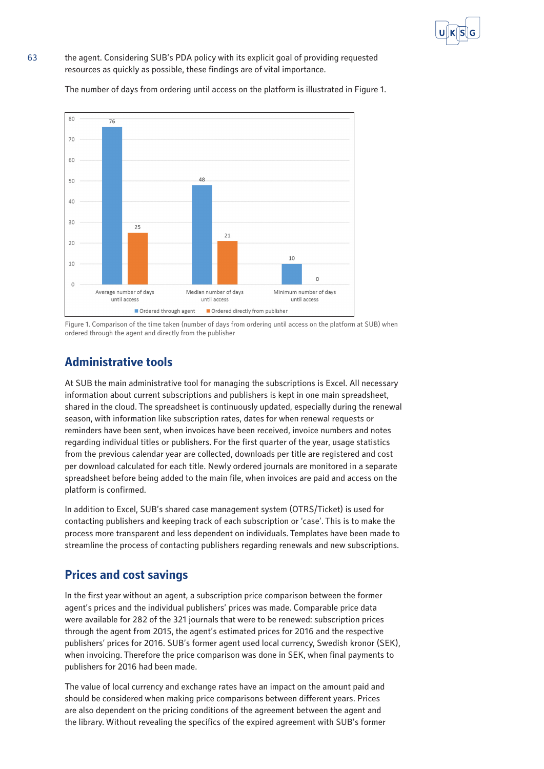the agent. Considering SUB's PDA policy with its explicit goal of providing requested resources as quickly as possible, these findings are of vital importance.

The number of days from ordering until access on the platform is illustrated in Figure 1.

| | Ordered through agent | Ordered directly from publisher |
|---|---|---|
| Average number of days until access | 76 | 25 |
| Median number of days until access | 48 | 21 |
| Minimum number of days until access | 10 | 0 |

Figure 1. Comparison of the time taken (number of days from ordering until access on the platform at SUB) when ordered through the agent and directly from the publisher

## Administrative tools

At SUB the main administrative tool for managing the subscriptions is Excel. All necessary information about current subscriptions and publishers is kept in one main spreadsheet, shared in the cloud. The spreadsheet is continuously updated, especially during the renewal season, with information like subscription rates, dates for when renewal requests or reminders have been sent, when invoices have been received, invoice numbers and notes regarding individual titles or publishers. For the first quarter of the year, usage statistics from the previous calendar year are collected, downloads per title are registered and cost per download calculated for each title. Newly ordered journals are monitored in a separate spreadsheet before being added to the main file, when invoices are paid and access on the platform is confirmed.

In addition to Excel, SUB's shared case management system (OTRS/Ticket) is used for contacting publishers and keeping track of each subscription or 'case'. This is to make the process more transparent and less dependent on individuals. Templates have been made to streamline the process of contacting publishers regarding renewals and new subscriptions.

## Prices and cost savings

In the first year without an agent, a subscription price comparison between the former agent's prices and the individual publishers' prices was made. Comparable price data were available for 282 of the 321 journals that were to be renewed: subscription prices through the agent from 2015, the agent's estimated prices for 2016 and the respective publishers' prices for 2016. SUB's former agent used local currency, Swedish kronor (SEK), when invoicing. Therefore the price comparison was done in SEK, when final payments to publishers for 2016 had been made.

The value of local currency and exchange rates have an impact on the amount paid and should be considered when making price comparisons between different years. Prices are also dependent on the pricing conditions of the agreement between the agent and the library. Without revealing the specifics of the expired agreement with SUB's former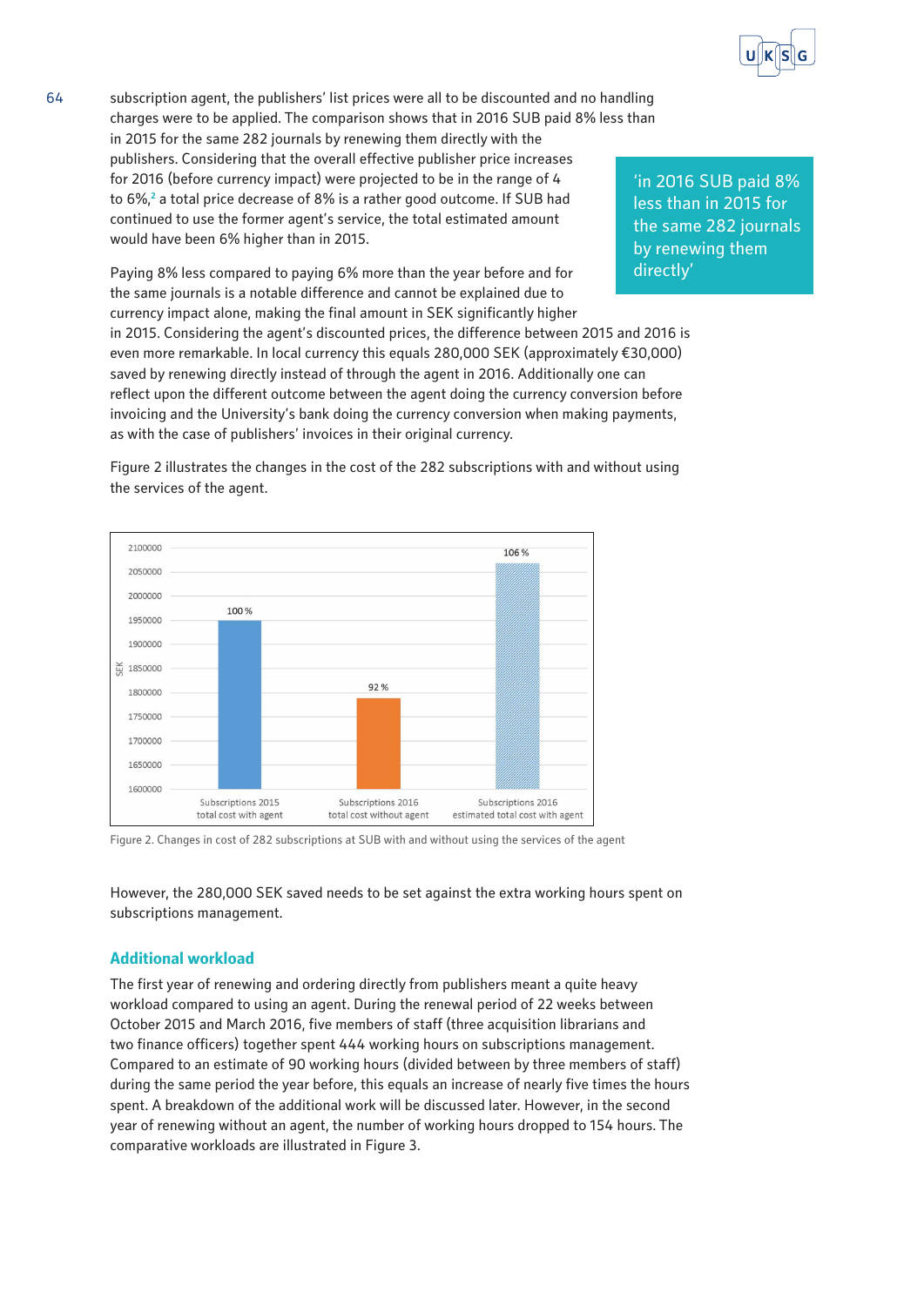subscription agent, the publishers' list prices were all to be discounted and no handling charges were to be applied. The comparison shows that in 2016 SUB paid 8% less than in 2015 for the same 282 journals by renewing them directly with the publishers. Considering that the overall effective publisher price increases for 2016 (before currency impact) were projected to be in the range of 4 to 6%,[2] a total price decrease of 8% is a rather good outcome. If SUB had continued to use the former agent's service, the total estimated amount would have been 6% higher than in 2015.

> 'in 2016 SUB paid 8% less than in 2015 for the same 282 journals by renewing them directly'

Paying 8% less compared to paying 6% more than the year before and for the same journals is a notable difference and cannot be explained due to currency impact alone, making the final amount in SEK significantly higher in 2015. Considering the agent's discounted prices, the difference between 2015 and 2016 is even more remarkable. In local currency this equals 280,000 SEK (approximately €30,000) saved by renewing directly instead of through the agent in 2016. Additionally one can reflect upon the different outcome between the agent doing the currency conversion before invoicing and the University's bank doing the currency conversion when making payments, as with the case of publishers' invoices in their original currency.

Figure 2 illustrates the changes in the cost of the 282 subscriptions with and without using the services of the agent.

Figure 2. Changes in cost of 282 subscriptions at SUB with and without using the services of the agent

However, the 280,000 SEK saved needs to be set against the extra working hours spent on subscriptions management.

## Additional workload

The first year of renewing and ordering directly from publishers meant a quite heavy workload compared to using an agent. During the renewal period of 22 weeks between October 2015 and March 2016, five members of staff (three acquisition librarians and two finance officers) together spent 444 working hours on subscriptions management. Compared to an estimate of 90 working hours (divided between by three members of staff) during the same period the year before, this equals an increase of nearly five times the hours spent. A breakdown of the additional work will be discussed later. However, in the second year of renewing without an agent, the number of working hours dropped to 154 hours. The comparative workloads are illustrated in Figure 3.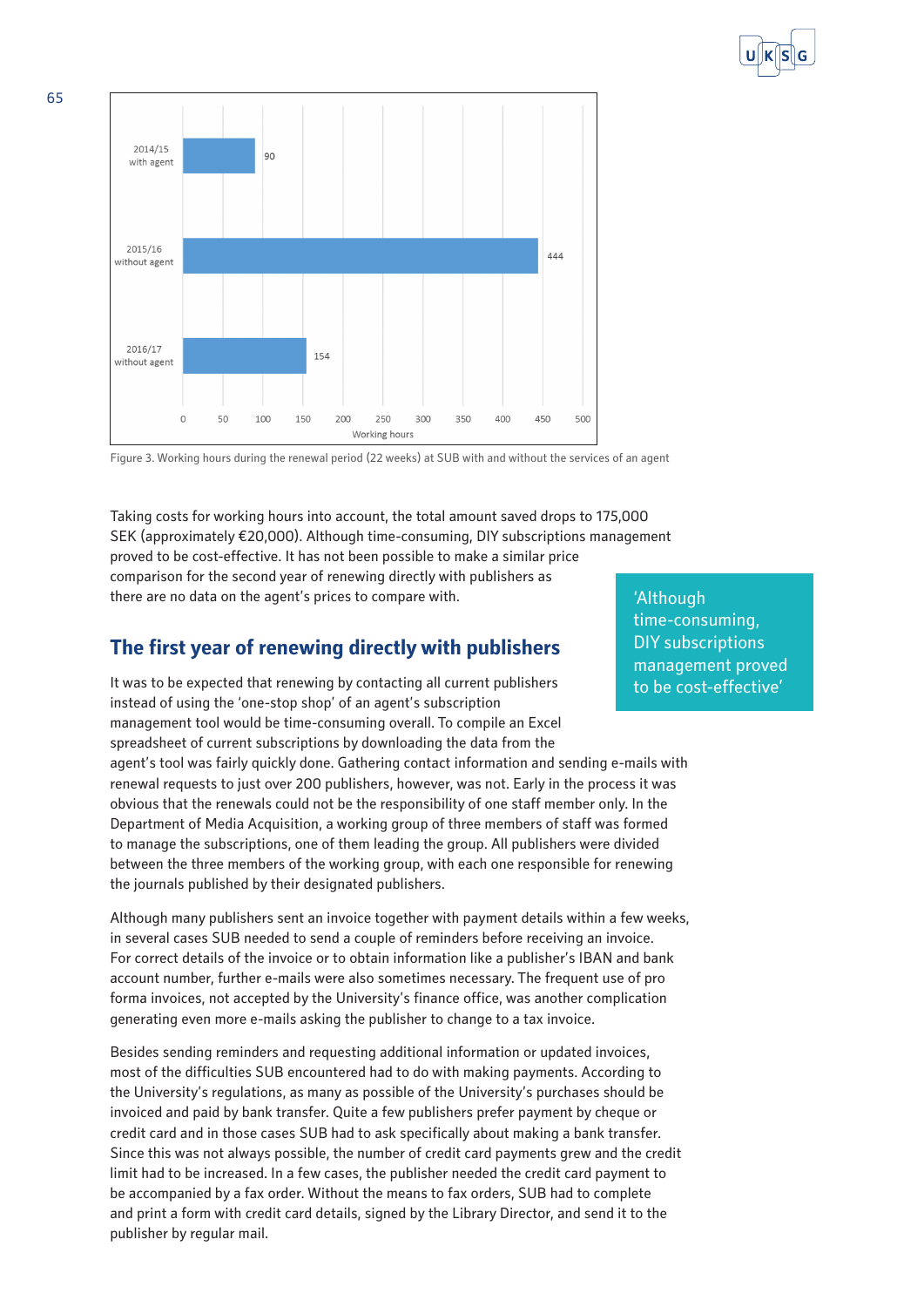| | Working hours |
|---|---|
| 2014/15 with agent | 90 |
| 2015/16 without agent | 444 |
| 2016/17 without agent | 154 |

Figure 3. Working hours during the renewal period (22 weeks) at SUB with and without the services of an agent

Taking costs for working hours into account, the total amount saved drops to 175,000 SEK (approximately €20,000). Although time-consuming, DIY subscriptions management proved to be cost-effective. It has not been possible to make a similar price comparison for the second year of renewing directly with publishers as there are no data on the agent's prices to compare with.

> 'Although time-consuming, DIY subscriptions management proved to be cost-effective'

## The first year of renewing directly with publishers

It was to be expected that renewing by contacting all current publishers instead of using the 'one-stop shop' of an agent's subscription management tool would be time-consuming overall. To compile an Excel spreadsheet of current subscriptions by downloading the data from the agent's tool was fairly quickly done. Gathering contact information and sending e-mails with renewal requests to just over 200 publishers, however, was not. Early in the process it was obvious that the renewals could not be the responsibility of one staff member only. In the Department of Media Acquisition, a working group of three members of staff was formed to manage the subscriptions, one of them leading the group. All publishers were divided between the three members of the working group, with each one responsible for renewing the journals published by their designated publishers.

Although many publishers sent an invoice together with payment details within a few weeks, in several cases SUB needed to send a couple of reminders before receiving an invoice. For correct details of the invoice or to obtain information like a publisher's IBAN and bank account number, further e-mails were also sometimes necessary. The frequent use of pro forma invoices, not accepted by the University's finance office, was another complication generating even more e-mails asking the publisher to change to a tax invoice.

Besides sending reminders and requesting additional information or updated invoices, most of the difficulties SUB encountered had to do with making payments. According to the University's regulations, as many as possible of the University's purchases should be invoiced and paid by bank transfer. Quite a few publishers prefer payment by cheque or credit card and in those cases SUB had to ask specifically about making a bank transfer. Since this was not always possible, the number of credit card payments grew and the credit limit had to be increased. In a few cases, the publisher needed the credit card payment to be accompanied by a fax order. Without the means to fax orders, SUB had to complete and print a form with credit card details, signed by the Library Director, and send it to the publisher by regular mail.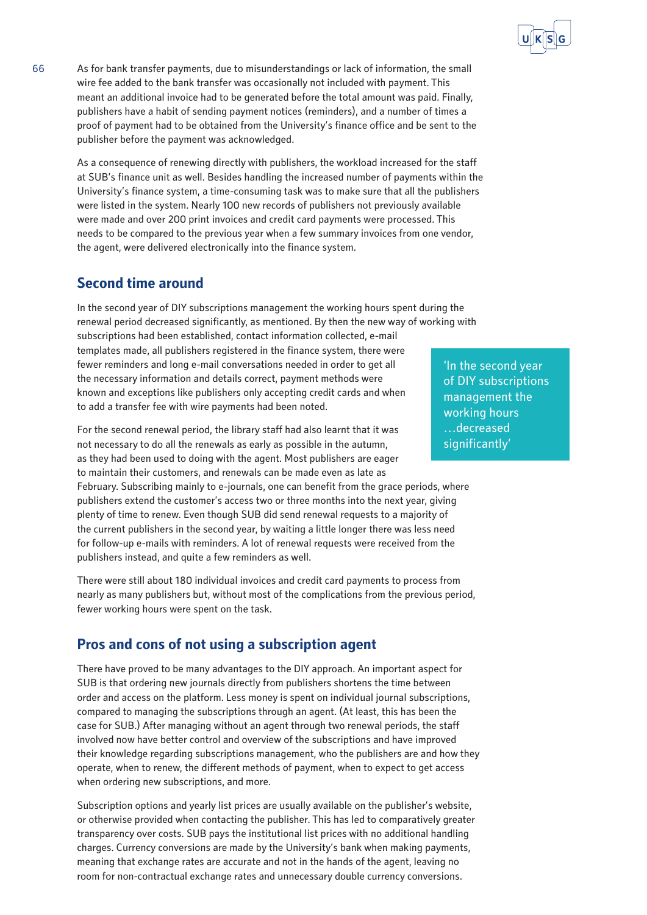As for bank transfer payments, due to misunderstandings or lack of information, the small wire fee added to the bank transfer was occasionally not included with payment. This meant an additional invoice had to be generated before the total amount was paid. Finally, publishers have a habit of sending payment notices (reminders), and a number of times a proof of payment had to be obtained from the University's finance office and be sent to the publisher before the payment was acknowledged.

As a consequence of renewing directly with publishers, the workload increased for the staff at SUB's finance unit as well. Besides handling the increased number of payments within the University's finance system, a time-consuming task was to make sure that all the publishers were listed in the system. Nearly 100 new records of publishers not previously available were made and over 200 print invoices and credit card payments were processed. This needs to be compared to the previous year when a few summary invoices from one vendor, the agent, were delivered electronically into the finance system.

## Second time around

In the second year of DIY subscriptions management the working hours spent during the renewal period decreased significantly, as mentioned. By then the new way of working with subscriptions had been established, contact information collected, e-mail templates made, all publishers registered in the finance system, there were fewer reminders and long e-mail conversations needed in order to get all the necessary information and details correct, payment methods were known and exceptions like publishers only accepting credit cards and when to add a transfer fee with wire payments had been noted.

> 'In the second year of DIY subscriptions management the working hours …decreased significantly'

For the second renewal period, the library staff had also learnt that it was not necessary to do all the renewals as early as possible in the autumn, as they had been used to doing with the agent. Most publishers are eager to maintain their customers, and renewals can be made even as late as February. Subscribing mainly to e-journals, one can benefit from the grace periods, where publishers extend the customer's access two or three months into the next year, giving plenty of time to renew. Even though SUB did send renewal requests to a majority of the current publishers in the second year, by waiting a little longer there was less need for follow-up e-mails with reminders. A lot of renewal requests were received from the publishers instead, and quite a few reminders as well.

There were still about 180 individual invoices and credit card payments to process from nearly as many publishers but, without most of the complications from the previous period, fewer working hours were spent on the task.

## Pros and cons of not using a subscription agent

There have proved to be many advantages to the DIY approach. An important aspect for SUB is that ordering new journals directly from publishers shortens the time between order and access on the platform. Less money is spent on individual journal subscriptions, compared to managing the subscriptions through an agent. (At least, this has been the case for SUB.) After managing without an agent through two renewal periods, the staff involved now have better control and overview of the subscriptions and have improved their knowledge regarding subscriptions management, who the publishers are and how they operate, when to renew, the different methods of payment, when to expect to get access when ordering new subscriptions, and more.

Subscription options and yearly list prices are usually available on the publisher's website, or otherwise provided when contacting the publisher. This has led to comparatively greater transparency over costs. SUB pays the institutional list prices with no additional handling charges. Currency conversions are made by the University's bank when making payments, meaning that exchange rates are accurate and not in the hands of the agent, leaving no room for non-contractual exchange rates and unnecessary double currency conversions.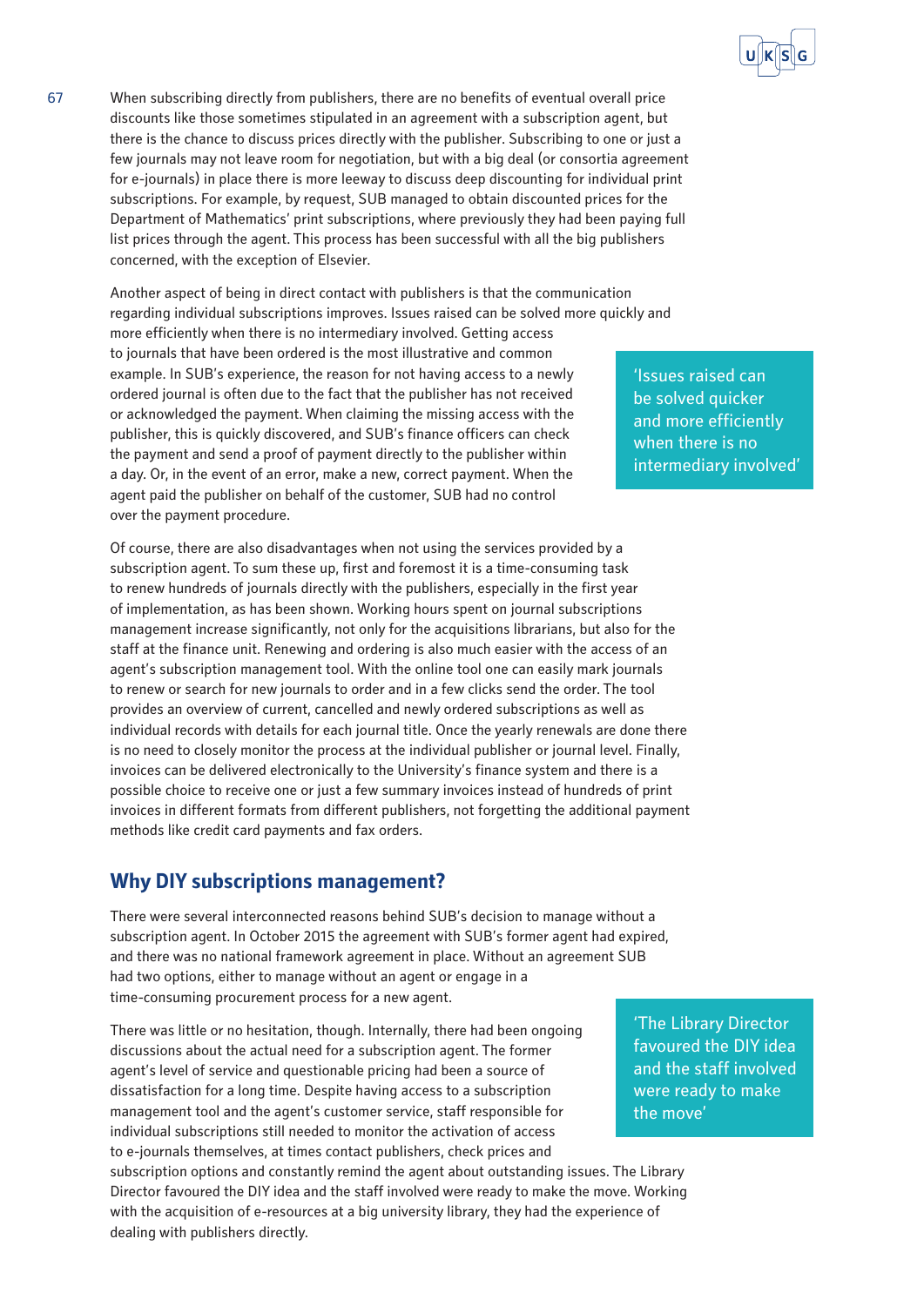When subscribing directly from publishers, there are no benefits of eventual overall price discounts like those sometimes stipulated in an agreement with a subscription agent, but there is the chance to discuss prices directly with the publisher. Subscribing to one or just a few journals may not leave room for negotiation, but with a big deal (or consortia agreement for e-journals) in place there is more leeway to discuss deep discounting for individual print subscriptions. For example, by request, SUB managed to obtain discounted prices for the Department of Mathematics' print subscriptions, where previously they had been paying full list prices through the agent. This process has been successful with all the big publishers concerned, with the exception of Elsevier.

Another aspect of being in direct contact with publishers is that the communication regarding individual subscriptions improves. Issues raised can be solved more quickly and more efficiently when there is no intermediary involved. Getting access to journals that have been ordered is the most illustrative and common example. In SUB's experience, the reason for not having access to a newly ordered journal is often due to the fact that the publisher has not received or acknowledged the payment. When claiming the missing access with the publisher, this is quickly discovered, and SUB's finance officers can check the payment and send a proof of payment directly to the publisher within a day. Or, in the event of an error, make a new, correct payment. When the agent paid the publisher on behalf of the customer, SUB had no control over the payment procedure.

> 'Issues raised can be solved quicker and more efficiently when there is no intermediary involved'

Of course, there are also disadvantages when not using the services provided by a subscription agent. To sum these up, first and foremost it is a time-consuming task to renew hundreds of journals directly with the publishers, especially in the first year of implementation, as has been shown. Working hours spent on journal subscriptions management increase significantly, not only for the acquisitions librarians, but also for the staff at the finance unit. Renewing and ordering is also much easier with the access of an agent's subscription management tool. With the online tool one can easily mark journals to renew or search for new journals to order and in a few clicks send the order. The tool provides an overview of current, cancelled and newly ordered subscriptions as well as individual records with details for each journal title. Once the yearly renewals are done there is no need to closely monitor the process at the individual publisher or journal level. Finally, invoices can be delivered electronically to the University's finance system and there is a possible choice to receive one or just a few summary invoices instead of hundreds of print invoices in different formats from different publishers, not forgetting the additional payment methods like credit card payments and fax orders.

## Why DIY subscriptions management?

There were several interconnected reasons behind SUB's decision to manage without a subscription agent. In October 2015 the agreement with SUB's former agent had expired, and there was no national framework agreement in place. Without an agreement SUB had two options, either to manage without an agent or engage in a time-consuming procurement process for a new agent.

There was little or no hesitation, though. Internally, there had been ongoing discussions about the actual need for a subscription agent. The former agent's level of service and questionable pricing had been a source of dissatisfaction for a long time. Despite having access to a subscription management tool and the agent's customer service, staff responsible for individual subscriptions still needed to monitor the activation of access to e-journals themselves, at times contact publishers, check prices and subscription options and constantly remind the agent about outstanding issues. The Library Director favoured the DIY idea and the staff involved were ready to make the move. Working with the acquisition of e-resources at a big university library, they had the experience of dealing with publishers directly.

> 'The Library Director favoured the DIY idea and the staff involved were ready to make the move'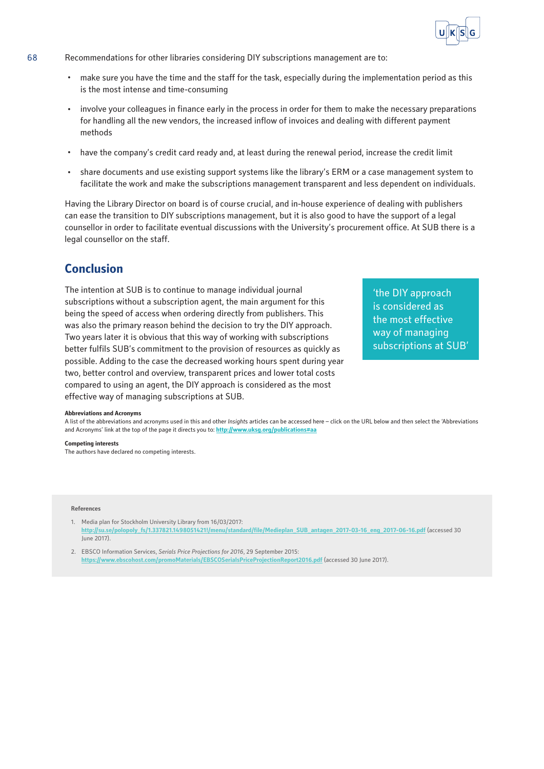Recommendations for other libraries considering DIY subscriptions management are to:

- make sure you have the time and the staff for the task, especially during the implementation period as this is the most intense and time-consuming
- involve your colleagues in finance early in the process in order for them to make the necessary preparations for handling all the new vendors, the increased inflow of invoices and dealing with different payment methods
- have the company's credit card ready and, at least during the renewal period, increase the credit limit
- share documents and use existing support systems like the library's ERM or a case management system to facilitate the work and make the subscriptions management transparent and less dependent on individuals.

Having the Library Director on board is of course crucial, and in-house experience of dealing with publishers can ease the transition to DIY subscriptions management, but it is also good to have the support of a legal counsellor in order to facilitate eventual discussions with the University's procurement office. At SUB there is a legal counsellor on the staff.

## Conclusion

The intention at SUB is to continue to manage individual journal subscriptions without a subscription agent, the main argument for this being the speed of access when ordering directly from publishers. This was also the primary reason behind the decision to try the DIY approach. Two years later it is obvious that this way of working with subscriptions better fulfils SUB's commitment to the provision of resources as quickly as possible. Adding to the case the decreased working hours spent during year two, better control and overview, transparent prices and lower total costs compared to using an agent, the DIY approach is considered as the most effective way of managing subscriptions at SUB.

> 'the DIY approach is considered as the most effective way of managing subscriptions at SUB'

**Abbreviations and Acronyms**

A list of the abbreviations and acronyms used in this and other *Insights* articles can be accessed here – click on the URL below and then select the 'Abbreviations and Acronyms' link at the top of the page it directs you to: http://www.uksg.org/publications#aa

**Competing interests**

The authors have declared no competing interests.

**References**

1. Media plan for Stockholm University Library from 16/03/2017: http://su.se/polopoly_fs/1.337821.1498051421!/menu/standard/file/Medieplan_SUB_antagen_2017-03-16_eng_2017-06-16.pdf (accessed 30 June 2017).
2. EBSCO Information Services, *Serials Price Projections for 2016*, 29 September 2015: https://www.ebscohost.com/promoMaterials/EBSCOSerialsPriceProjectionReport2016.pdf (accessed 30 June 2017).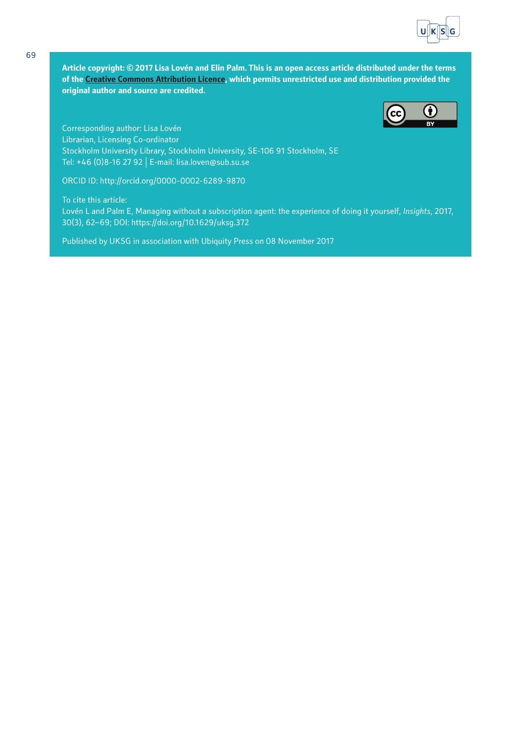**Article copyright: © 2017 Lisa Lovén and Elin Palm. This is an open access article distributed under the terms of the Creative Commons Attribution Licence, which permits unrestricted use and distribution provided the original author and source are credited.**

Corresponding author: Lisa Lovén
Librarian, Licensing Co-ordinator
Stockholm University Library, Stockholm University, SE-106 91 Stockholm, SE
Tel: +46 (0)8-16 27 92 | E-mail: lisa.loven@sub.su.se

ORCID ID: http://orcid.org/0000-0002-6289-9870

To cite this article:
Lovén L and Palm E, Managing without a subscription agent: the experience of doing it yourself, *Insights*, 2017, 30(3), 62–69; DOI: https://doi.org/10.1629/uksg.372

Published by UKSG in association with Ubiquity Press on 08 November 2017